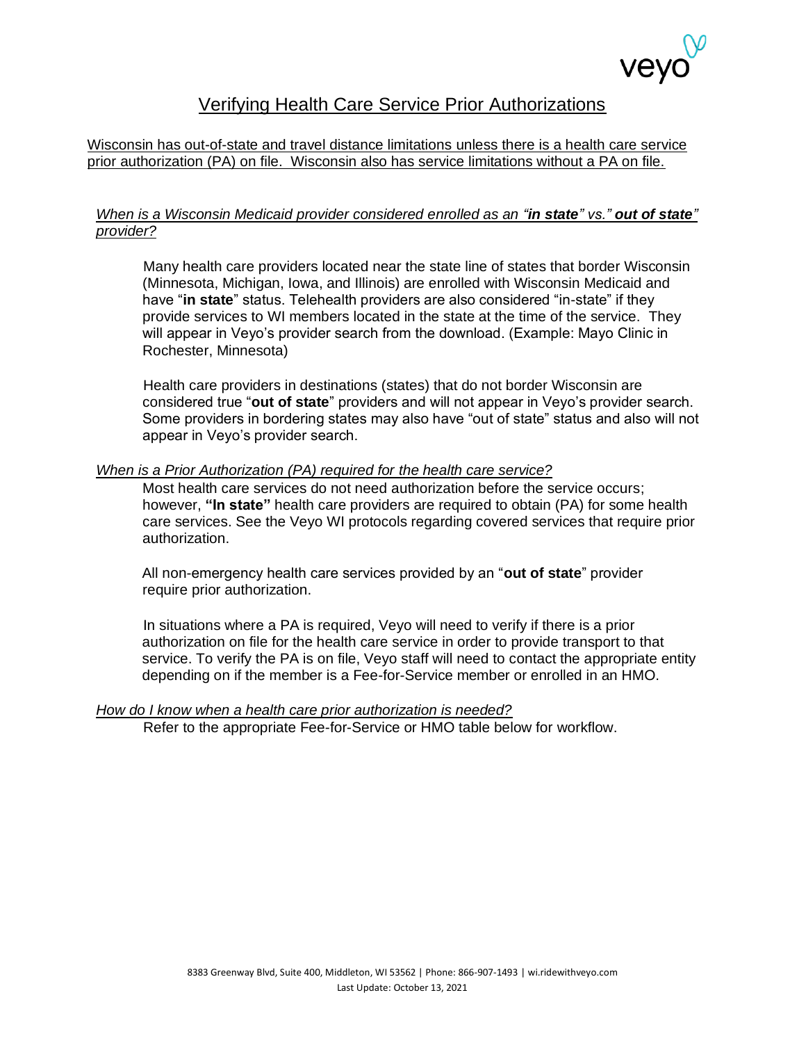# Verifying Health Care Service Prior Authorizations

Wisconsin has out-of-state and travel distance limitations unless there is a health care service prior authorization (PA) on file. Wisconsin also has service limitations without a PA on file.

*When is a Wisconsin Medicaid provider considered enrolled as an "**in state**" vs." **out of state**" provider?*

Many health care providers located near the state line of states that border Wisconsin (Minnesota, Michigan, Iowa, and Illinois) are enrolled with Wisconsin Medicaid and have "**in state**" status. Telehealth providers are also considered "in-state" if they provide services to WI members located in the state at the time of the service. They will appear in Veyo's provider search from the download. (Example: Mayo Clinic in Rochester, Minnesota)

Health care providers in destinations (states) that do not border Wisconsin are considered true "**out of state**" providers and will not appear in Veyo's provider search. Some providers in bordering states may also have "out of state" status and also will not appear in Veyo's provider search.

*When is a Prior Authorization (PA) required for the health care service?*

Most health care services do not need authorization before the service occurs; however, **"In state"** health care providers are required to obtain (PA) for some health care services. See the Veyo WI protocols regarding covered services that require prior authorization.

All non-emergency health care services provided by an "**out of state**" provider require prior authorization.

In situations where a PA is required, Veyo will need to verify if there is a prior authorization on file for the health care service in order to provide transport to that service. To verify the PA is on file, Veyo staff will need to contact the appropriate entity depending on if the member is a Fee-for-Service member or enrolled in an HMO.

*How do I know when a health care prior authorization is needed?*

Refer to the appropriate Fee-for-Service or HMO table below for workflow.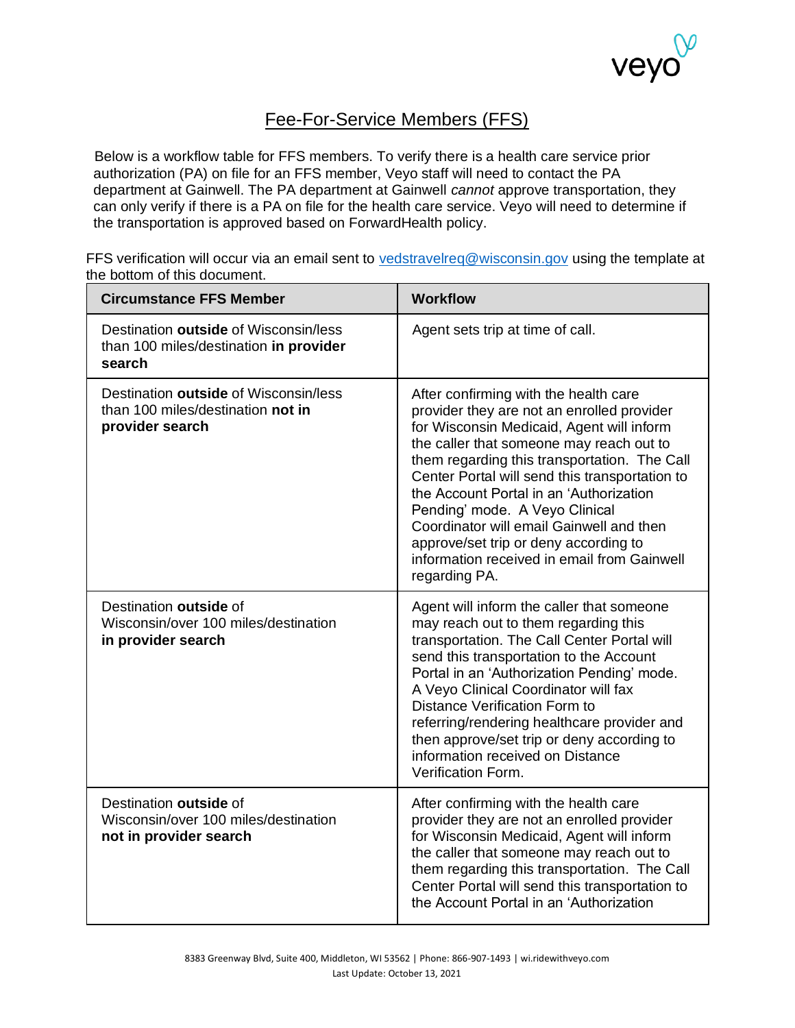# Fee-For-Service Members (FFS)

Below is a workflow table for FFS members. To verify there is a health care service prior authorization (PA) on file for an FFS member, Veyo staff will need to contact the PA department at Gainwell. The PA department at Gainwell *cannot* approve transportation, they can only verify if there is a PA on file for the health care service. Veyo will need to determine if the transportation is approved based on ForwardHealth policy.

FFS verification will occur via an email sent to vedstravelreq@wisconsin.gov using the template at the bottom of this document.

| Circumstance FFS Member | Workflow |
|---|---|
| Destination **outside** of Wisconsin/less than 100 miles/destination **in provider search** | Agent sets trip at time of call. |
| Destination **outside** of Wisconsin/less than 100 miles/destination **not in provider search** | After confirming with the health care provider they are not an enrolled provider for Wisconsin Medicaid, Agent will inform the caller that someone may reach out to them regarding this transportation. The Call Center Portal will send this transportation to the Account Portal in an 'Authorization Pending' mode. A Veyo Clinical Coordinator will email Gainwell and then approve/set trip or deny according to information received in email from Gainwell regarding PA. |
| Destination **outside** of Wisconsin/over 100 miles/destination **in provider search** | Agent will inform the caller that someone may reach out to them regarding this transportation. The Call Center Portal will send this transportation to the Account Portal in an 'Authorization Pending' mode. A Veyo Clinical Coordinator will fax Distance Verification Form to referring/rendering healthcare provider and then approve/set trip or deny according to information received on Distance Verification Form. |
| Destination **outside** of Wisconsin/over 100 miles/destination **not in provider search** | After confirming with the health care provider they are not an enrolled provider for Wisconsin Medicaid, Agent will inform the caller that someone may reach out to them regarding this transportation. The Call Center Portal will send this transportation to the Account Portal in an 'Authorization |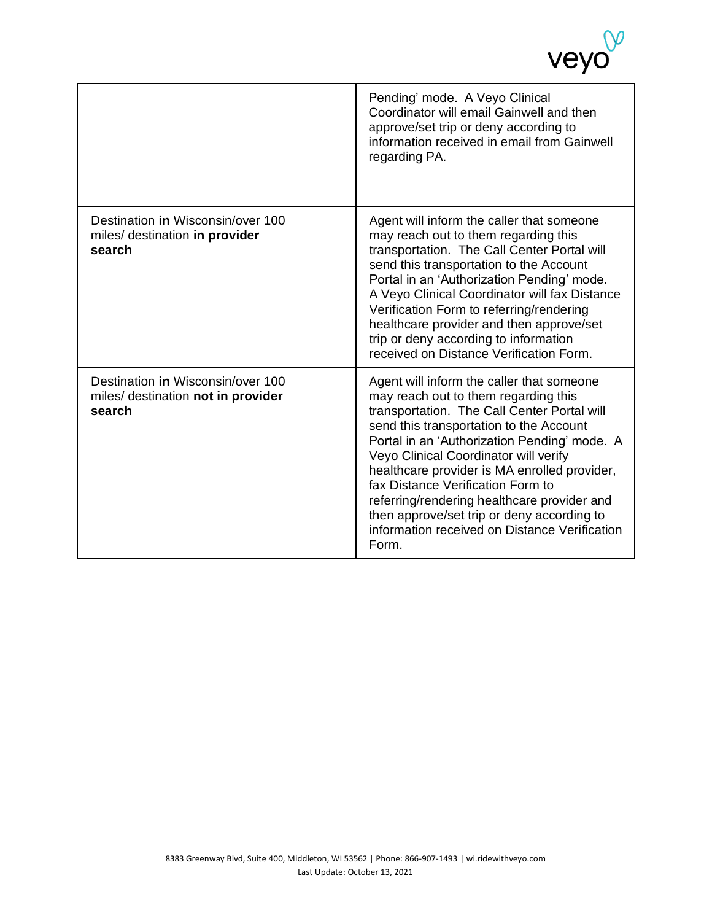| | |
|---|---|
| | Pending' mode. A Veyo Clinical Coordinator will email Gainwell and then approve/set trip or deny according to information received in email from Gainwell regarding PA. |
| Destination **in** Wisconsin/over 100 miles/ destination **in provider search** | Agent will inform the caller that someone may reach out to them regarding this transportation. The Call Center Portal will send this transportation to the Account Portal in an 'Authorization Pending' mode. A Veyo Clinical Coordinator will fax Distance Verification Form to referring/rendering healthcare provider and then approve/set trip or deny according to information received on Distance Verification Form. |
| Destination **in** Wisconsin/over 100 miles/ destination **not in provider search** | Agent will inform the caller that someone may reach out to them regarding this transportation. The Call Center Portal will send this transportation to the Account Portal in an 'Authorization Pending' mode. A Veyo Clinical Coordinator will verify healthcare provider is MA enrolled provider, fax Distance Verification Form to referring/rendering healthcare provider and then approve/set trip or deny according to information received on Distance Verification Form. |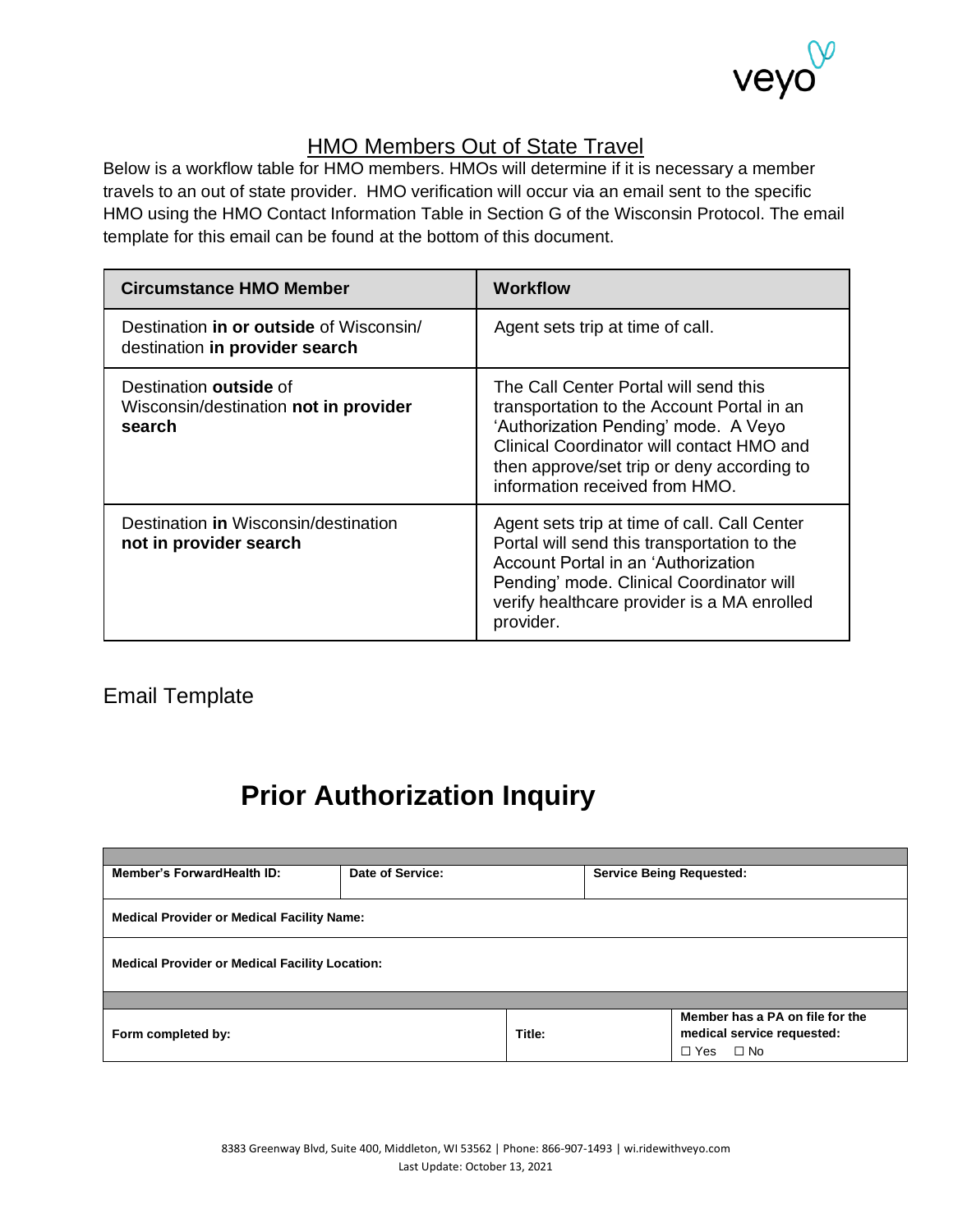## HMO Members Out of State Travel

Below is a workflow table for HMO members. HMOs will determine if it is necessary a member travels to an out of state provider. HMO verification will occur via an email sent to the specific HMO using the HMO Contact Information Table in Section G of the Wisconsin Protocol. The email template for this email can be found at the bottom of this document.

| Circumstance HMO Member | Workflow |
|---|---|
| Destination **in or outside** of Wisconsin/ destination **in provider search** | Agent sets trip at time of call. |
| Destination **outside** of Wisconsin/destination **not in provider search** | The Call Center Portal will send this transportation to the Account Portal in an 'Authorization Pending' mode. A Veyo Clinical Coordinator will contact HMO and then approve/set trip or deny according to information received from HMO. |
| Destination **in** Wisconsin/destination **not in provider search** | Agent sets trip at time of call. Call Center Portal will send this transportation to the Account Portal in an 'Authorization Pending' mode. Clinical Coordinator will verify healthcare provider is a MA enrolled provider. |

Email Template

# Prior Authorization Inquiry

| | | |
|---|---|---|
| **Member's ForwardHealth ID:** | **Date of Service:** | **Service Being Requested:** |
| **Medical Provider or Medical Facility Name:** | | |
| **Medical Provider or Medical Facility Location:** | | |
| **Form completed by:** | **Title:** | **Member has a PA on file for the medical service requested:** ☐ Yes ☐ No |

8383 Greenway Blvd, Suite 400, Middleton, WI 53562 | Phone: 866-907-1493 | wi.ridewithveyo.com
Last Update: October 13, 2021